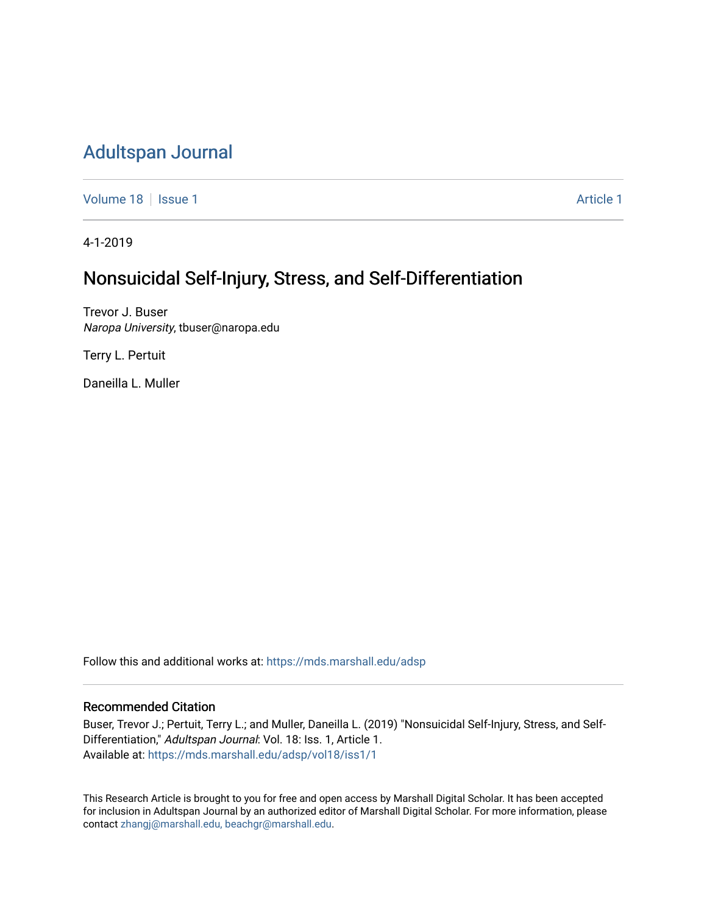# Adultspan Journal

Volume 18 | Issue 1 Article 1

4-1-2019

## Nonsuicidal Self-Injury, Stress, and Self-Differentiation

Trevor J. Buser
*Naropa University*, tbuser@naropa.edu

Terry L. Pertuit

Daneilla L. Muller

Follow this and additional works at: https://mds.marshall.edu/adsp

### Recommended Citation

Buser, Trevor J.; Pertuit, Terry L.; and Muller, Daneilla L. (2019) "Nonsuicidal Self-Injury, Stress, and Self-Differentiation," *Adultspan Journal*: Vol. 18: Iss. 1, Article 1.
Available at: https://mds.marshall.edu/adsp/vol18/iss1/1

This Research Article is brought to you for free and open access by Marshall Digital Scholar. It has been accepted for inclusion in Adultspan Journal by an authorized editor of Marshall Digital Scholar. For more information, please contact zhangj@marshall.edu, beachgr@marshall.edu.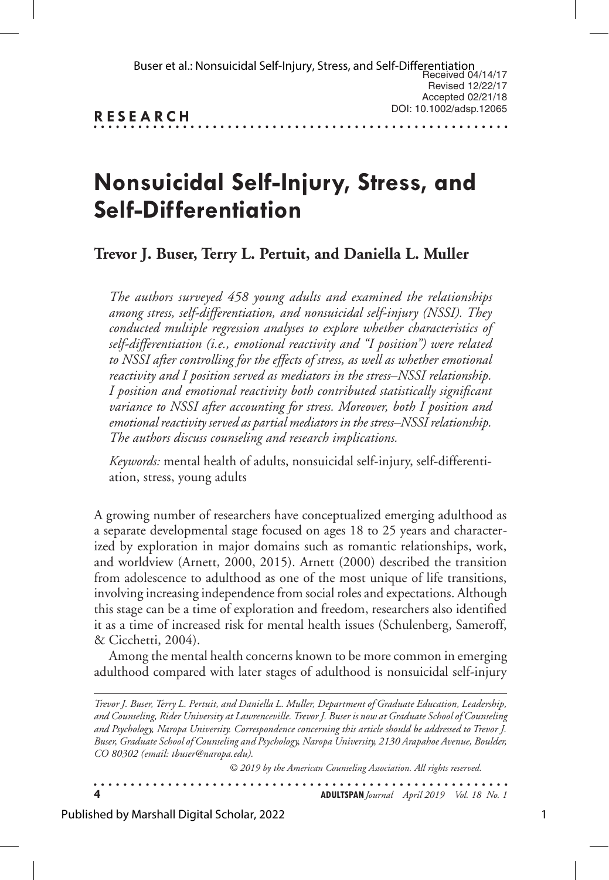Received 04/14/17
Revised 12/22/17
Accepted 02/21/18
DOI: 10.1002/adsp.12065

**RESEARCH**

# Nonsuicidal Self-Injury, Stress, and Self-Differentiation

**Trevor J. Buser, Terry L. Pertuit, and Daniella L. Muller**

*The authors surveyed 458 young adults and examined the relationships among stress, self-differentiation, and nonsuicidal self-injury (NSSI). They conducted multiple regression analyses to explore whether characteristics of self-differentiation (i.e., emotional reactivity and "I position") were related to NSSI after controlling for the effects of stress, as well as whether emotional reactivity and I position served as mediators in the stress–NSSI relationship. I position and emotional reactivity both contributed statistically significant variance to NSSI after accounting for stress. Moreover, both I position and emotional reactivity served as partial mediators in the stress–NSSI relationship. The authors discuss counseling and research implications.*

*Keywords:* mental health of adults, nonsuicidal self-injury, self-differentiation, stress, young adults

A growing number of researchers have conceptualized emerging adulthood as a separate developmental stage focused on ages 18 to 25 years and characterized by exploration in major domains such as romantic relationships, work, and worldview (Arnett, 2000, 2015). Arnett (2000) described the transition from adolescence to adulthood as one of the most unique of life transitions, involving increasing independence from social roles and expectations. Although this stage can be a time of exploration and freedom, researchers also identified it as a time of increased risk for mental health issues (Schulenberg, Sameroff, & Cicchetti, 2004).

Among the mental health concerns known to be more common in emerging adulthood compared with later stages of adulthood is nonsuicidal self-injury

*Trevor J. Buser, Terry L. Pertuit, and Daniella L. Muller, Department of Graduate Education, Leadership, and Counseling, Rider University at Lawrenceville. Trevor J. Buser is now at Graduate School of Counseling and Psychology, Naropa University. Correspondence concerning this article should be addressed to Trevor J. Buser, Graduate School of Counseling and Psychology, Naropa University, 2130 Arapahoe Avenue, Boulder, CO 80302 (email: tbuser@naropa.edu).*

*© 2019 by the American Counseling Association. All rights reserved.*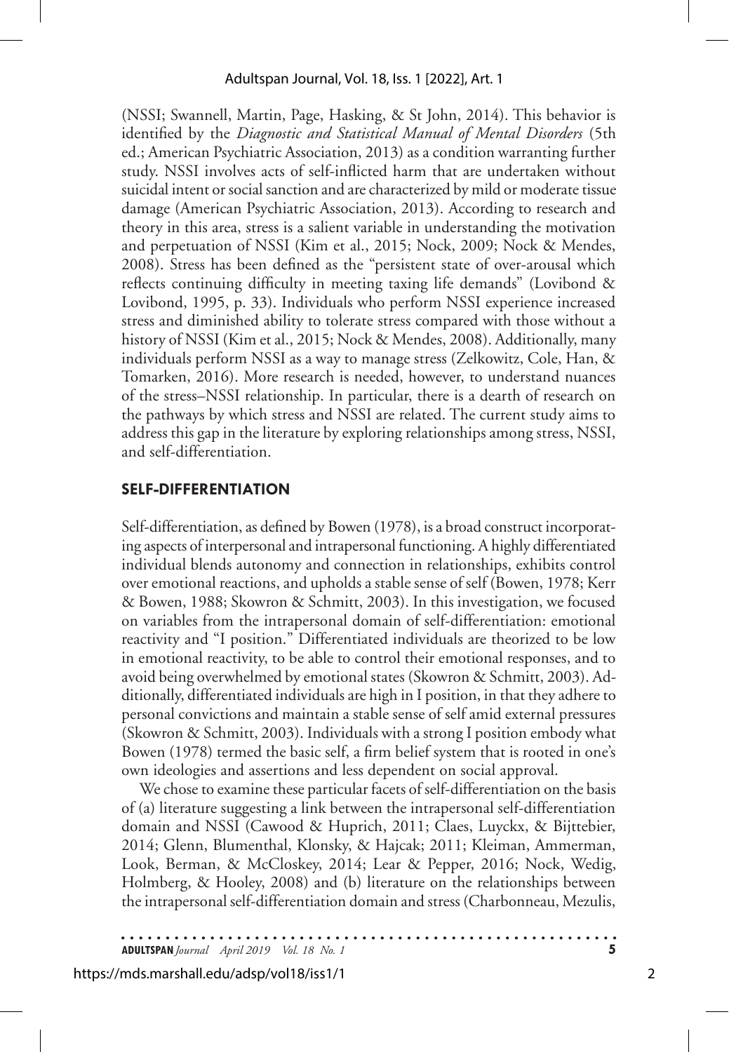(NSSI; Swannell, Martin, Page, Hasking, & St John, 2014). This behavior is identified by the *Diagnostic and Statistical Manual of Mental Disorders* (5th ed.; American Psychiatric Association, 2013) as a condition warranting further study. NSSI involves acts of self-inflicted harm that are undertaken without suicidal intent or social sanction and are characterized by mild or moderate tissue damage (American Psychiatric Association, 2013). According to research and theory in this area, stress is a salient variable in understanding the motivation and perpetuation of NSSI (Kim et al., 2015; Nock, 2009; Nock & Mendes, 2008). Stress has been defined as the "persistent state of over-arousal which reflects continuing difficulty in meeting taxing life demands" (Lovibond & Lovibond, 1995, p. 33). Individuals who perform NSSI experience increased stress and diminished ability to tolerate stress compared with those without a history of NSSI (Kim et al., 2015; Nock & Mendes, 2008). Additionally, many individuals perform NSSI as a way to manage stress (Zelkowitz, Cole, Han, & Tomarken, 2016). More research is needed, however, to understand nuances of the stress–NSSI relationship. In particular, there is a dearth of research on the pathways by which stress and NSSI are related. The current study aims to address this gap in the literature by exploring relationships among stress, NSSI, and self-differentiation.

## SELF-DIFFERENTIATION

Self-differentiation, as defined by Bowen (1978), is a broad construct incorporating aspects of interpersonal and intrapersonal functioning. A highly differentiated individual blends autonomy and connection in relationships, exhibits control over emotional reactions, and upholds a stable sense of self (Bowen, 1978; Kerr & Bowen, 1988; Skowron & Schmitt, 2003). In this investigation, we focused on variables from the intrapersonal domain of self-differentiation: emotional reactivity and "I position." Differentiated individuals are theorized to be low in emotional reactivity, to be able to control their emotional responses, and to avoid being overwhelmed by emotional states (Skowron & Schmitt, 2003). Additionally, differentiated individuals are high in I position, in that they adhere to personal convictions and maintain a stable sense of self amid external pressures (Skowron & Schmitt, 2003). Individuals with a strong I position embody what Bowen (1978) termed the basic self, a firm belief system that is rooted in one's own ideologies and assertions and less dependent on social approval.

We chose to examine these particular facets of self-differentiation on the basis of (a) literature suggesting a link between the intrapersonal self-differentiation domain and NSSI (Cawood & Huprich, 2011; Claes, Luyckx, & Bijttebier, 2014; Glenn, Blumenthal, Klonsky, & Hajcak; 2011; Kleiman, Ammerman, Look, Berman, & McCloskey, 2014; Lear & Pepper, 2016; Nock, Wedig, Holmberg, & Hooley, 2008) and (b) literature on the relationships between the intrapersonal self-differentiation domain and stress (Charbonneau, Mezulis,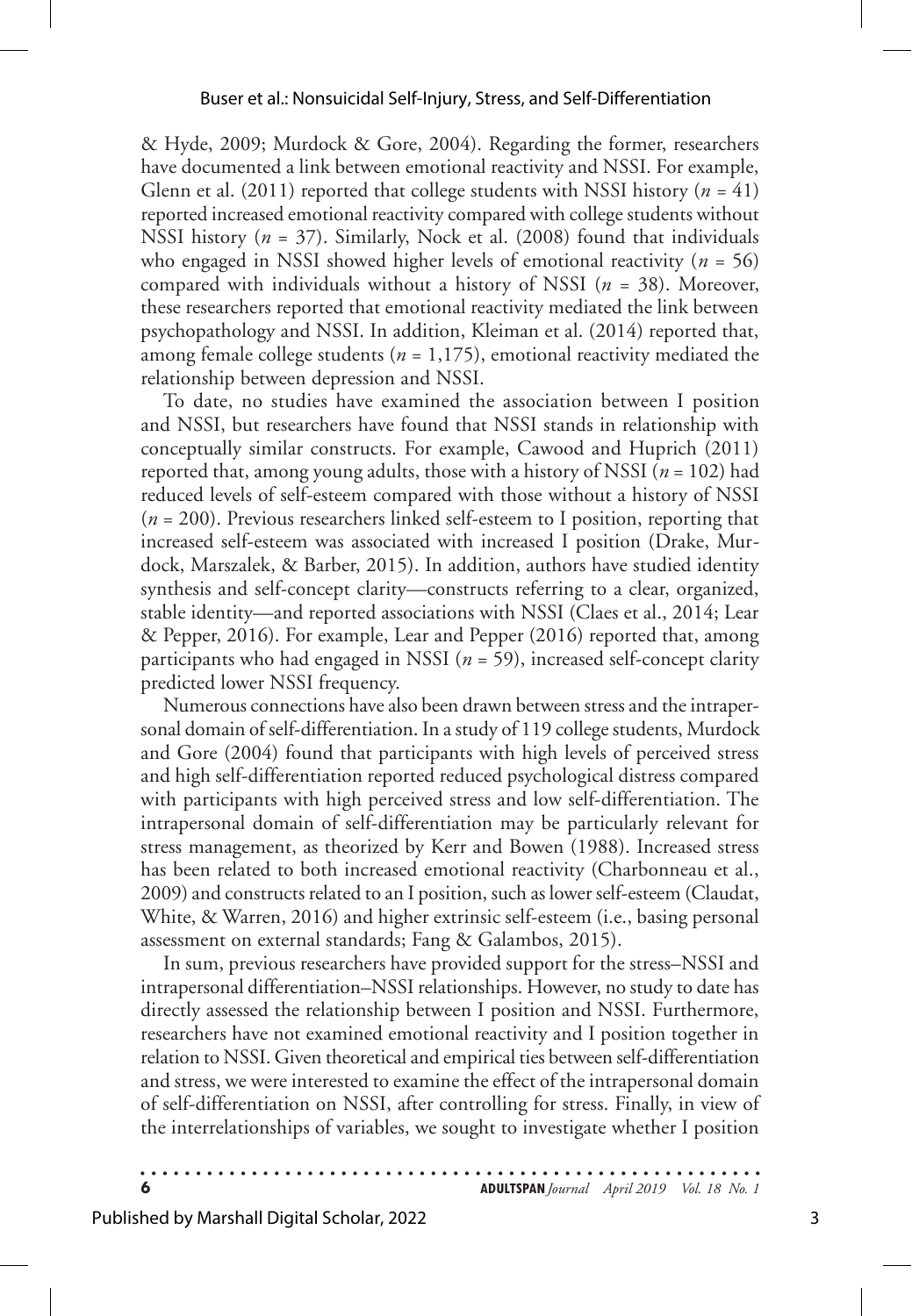& Hyde, 2009; Murdock & Gore, 2004). Regarding the former, researchers have documented a link between emotional reactivity and NSSI. For example, Glenn et al. (2011) reported that college students with NSSI history ($n$ = 41) reported increased emotional reactivity compared with college students without NSSI history ($n$ = 37). Similarly, Nock et al. (2008) found that individuals who engaged in NSSI showed higher levels of emotional reactivity ($n$ = 56) compared with individuals without a history of NSSI ($n$ = 38). Moreover, these researchers reported that emotional reactivity mediated the link between psychopathology and NSSI. In addition, Kleiman et al. (2014) reported that, among female college students ($n$ = 1,175), emotional reactivity mediated the relationship between depression and NSSI.

To date, no studies have examined the association between I position and NSSI, but researchers have found that NSSI stands in relationship with conceptually similar constructs. For example, Cawood and Huprich (2011) reported that, among young adults, those with a history of NSSI ($n$ = 102) had reduced levels of self-esteem compared with those without a history of NSSI ($n$ = 200). Previous researchers linked self-esteem to I position, reporting that increased self-esteem was associated with increased I position (Drake, Murdock, Marszalek, & Barber, 2015). In addition, authors have studied identity synthesis and self-concept clarity—constructs referring to a clear, organized, stable identity—and reported associations with NSSI (Claes et al., 2014; Lear & Pepper, 2016). For example, Lear and Pepper (2016) reported that, among participants who had engaged in NSSI ($n$ = 59), increased self-concept clarity predicted lower NSSI frequency.

Numerous connections have also been drawn between stress and the intrapersonal domain of self-differentiation. In a study of 119 college students, Murdock and Gore (2004) found that participants with high levels of perceived stress and high self-differentiation reported reduced psychological distress compared with participants with high perceived stress and low self-differentiation. The intrapersonal domain of self-differentiation may be particularly relevant for stress management, as theorized by Kerr and Bowen (1988). Increased stress has been related to both increased emotional reactivity (Charbonneau et al., 2009) and constructs related to an I position, such as lower self-esteem (Claudat, White, & Warren, 2016) and higher extrinsic self-esteem (i.e., basing personal assessment on external standards; Fang & Galambos, 2015).

In sum, previous researchers have provided support for the stress–NSSI and intrapersonal differentiation–NSSI relationships. However, no study to date has directly assessed the relationship between I position and NSSI. Furthermore, researchers have not examined emotional reactivity and I position together in relation to NSSI. Given theoretical and empirical ties between self-differentiation and stress, we were interested to examine the effect of the intrapersonal domain of self-differentiation on NSSI, after controlling for stress. Finally, in view of the interrelationships of variables, we sought to investigate whether I position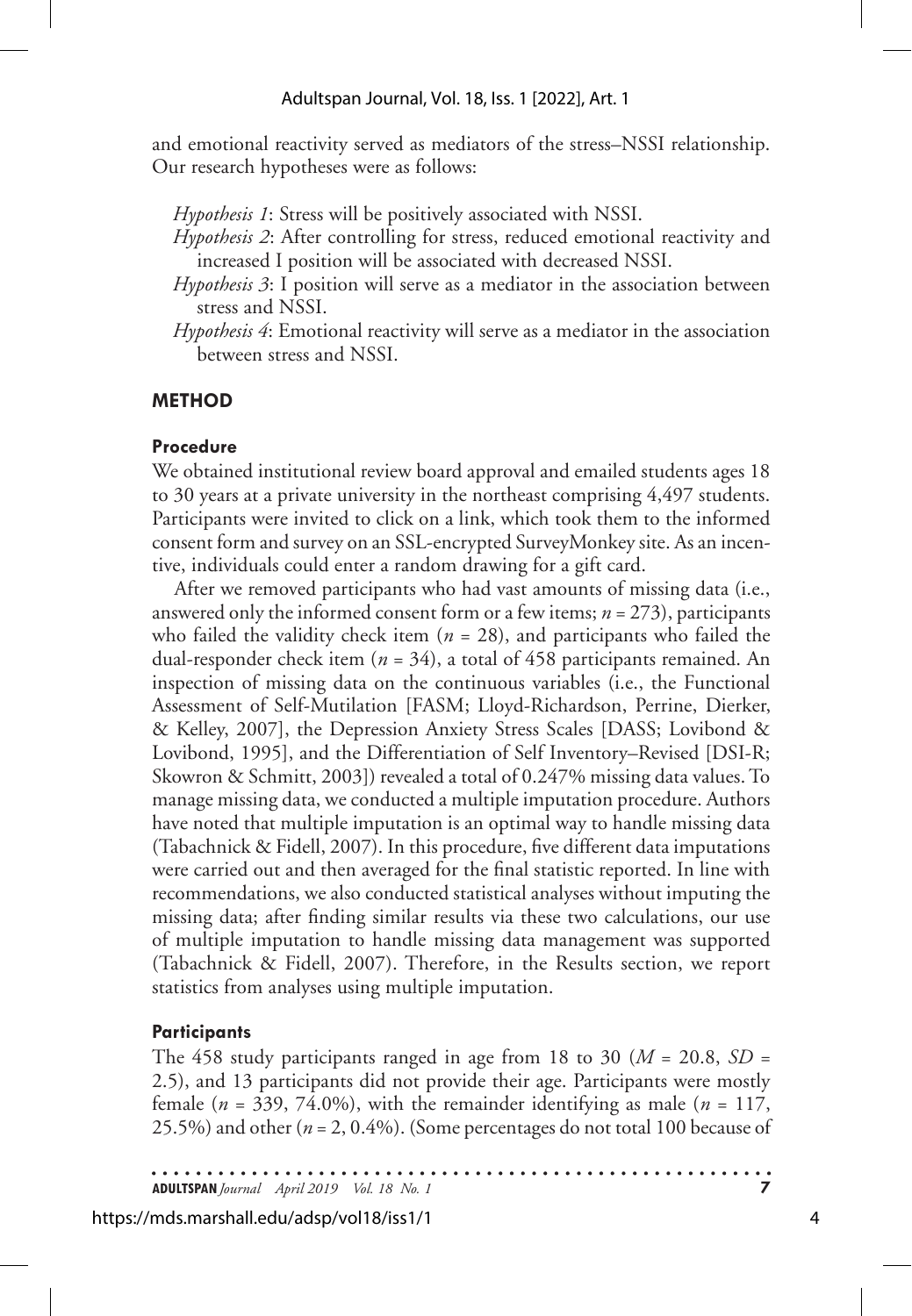and emotional reactivity served as mediators of the stress–NSSI relationship. Our research hypotheses were as follows:

*Hypothesis 1*: Stress will be positively associated with NSSI.

*Hypothesis 2*: After controlling for stress, reduced emotional reactivity and increased I position will be associated with decreased NSSI.

*Hypothesis 3*: I position will serve as a mediator in the association between stress and NSSI.

*Hypothesis 4*: Emotional reactivity will serve as a mediator in the association between stress and NSSI.

## METHOD

### Procedure

We obtained institutional review board approval and emailed students ages 18 to 30 years at a private university in the northeast comprising 4,497 students. Participants were invited to click on a link, which took them to the informed consent form and survey on an SSL-encrypted SurveyMonkey site. As an incentive, individuals could enter a random drawing for a gift card.

After we removed participants who had vast amounts of missing data (i.e., answered only the informed consent form or a few items; $n = 273$), participants who failed the validity check item ($n = 28$), and participants who failed the dual-responder check item ($n = 34$), a total of 458 participants remained. An inspection of missing data on the continuous variables (i.e., the Functional Assessment of Self-Mutilation [FASM; Lloyd-Richardson, Perrine, Dierker, & Kelley, 2007], the Depression Anxiety Stress Scales [DASS; Lovibond & Lovibond, 1995], and the Differentiation of Self Inventory–Revised [DSI-R; Skowron & Schmitt, 2003]) revealed a total of 0.247% missing data values. To manage missing data, we conducted a multiple imputation procedure. Authors have noted that multiple imputation is an optimal way to handle missing data (Tabachnick & Fidell, 2007). In this procedure, five different data imputations were carried out and then averaged for the final statistic reported. In line with recommendations, we also conducted statistical analyses without imputing the missing data; after finding similar results via these two calculations, our use of multiple imputation to handle missing data management was supported (Tabachnick & Fidell, 2007). Therefore, in the Results section, we report statistics from analyses using multiple imputation.

### Participants

The 458 study participants ranged in age from 18 to 30 ($M = 20.8$, $SD = 2.5$), and 13 participants did not provide their age. Participants were mostly female ($n = 339$, 74.0%), with the remainder identifying as male ($n = 117$, 25.5%) and other ($n = 2$, 0.4%). (Some percentages do not total 100 because of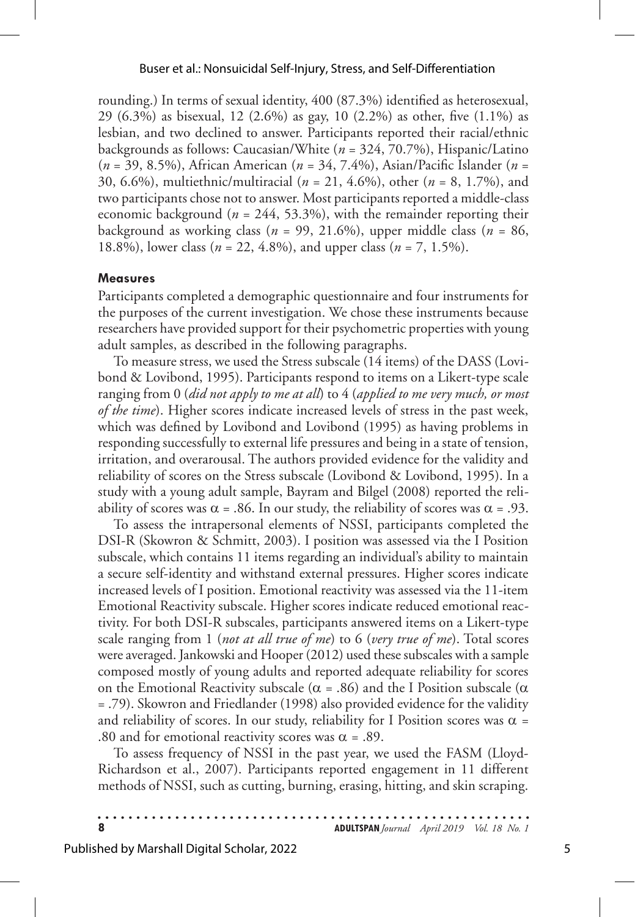rounding.) In terms of sexual identity, 400 (87.3%) identified as heterosexual, 29 (6.3%) as bisexual, 12 (2.6%) as gay, 10 (2.2%) as other, five (1.1%) as lesbian, and two declined to answer. Participants reported their racial/ethnic backgrounds as follows: Caucasian/White ($n$ = 324, 70.7%), Hispanic/Latino ($n$ = 39, 8.5%), African American ($n$ = 34, 7.4%), Asian/Pacific Islander ($n$ = 30, 6.6%), multiethnic/multiracial ($n$ = 21, 4.6%), other ($n$ = 8, 1.7%), and two participants chose not to answer. Most participants reported a middle-class economic background ($n$ = 244, 53.3%), with the remainder reporting their background as working class ($n$ = 99, 21.6%), upper middle class ($n$ = 86, 18.8%), lower class ($n$ = 22, 4.8%), and upper class ($n$ = 7, 1.5%).

### Measures

Participants completed a demographic questionnaire and four instruments for the purposes of the current investigation. We chose these instruments because researchers have provided support for their psychometric properties with young adult samples, as described in the following paragraphs.

To measure stress, we used the Stress subscale (14 items) of the DASS (Lovibond & Lovibond, 1995). Participants respond to items on a Likert-type scale ranging from 0 (*did not apply to me at all*) to 4 (*applied to me very much, or most of the time*). Higher scores indicate increased levels of stress in the past week, which was defined by Lovibond and Lovibond (1995) as having problems in responding successfully to external life pressures and being in a state of tension, irritation, and overarousal. The authors provided evidence for the validity and reliability of scores on the Stress subscale (Lovibond & Lovibond, 1995). In a study with a young adult sample, Bayram and Bilgel (2008) reported the reliability of scores was $\alpha$ = .86. In our study, the reliability of scores was $\alpha$ = .93.

To assess the intrapersonal elements of NSSI, participants completed the DSI-R (Skowron & Schmitt, 2003). I position was assessed via the I Position subscale, which contains 11 items regarding an individual's ability to maintain a secure self-identity and withstand external pressures. Higher scores indicate increased levels of I position. Emotional reactivity was assessed via the 11-item Emotional Reactivity subscale. Higher scores indicate reduced emotional reactivity. For both DSI-R subscales, participants answered items on a Likert-type scale ranging from 1 (*not at all true of me*) to 6 (*very true of me*). Total scores were averaged. Jankowski and Hooper (2012) used these subscales with a sample composed mostly of young adults and reported adequate reliability for scores on the Emotional Reactivity subscale ($\alpha$ = .86) and the I Position subscale ($\alpha$ = .79). Skowron and Friedlander (1998) also provided evidence for the validity and reliability of scores. In our study, reliability for I Position scores was $\alpha$ = .80 and for emotional reactivity scores was $\alpha$ = .89.

To assess frequency of NSSI in the past year, we used the FASM (Lloyd-Richardson et al., 2007). Participants reported engagement in 11 different methods of NSSI, such as cutting, burning, erasing, hitting, and skin scraping.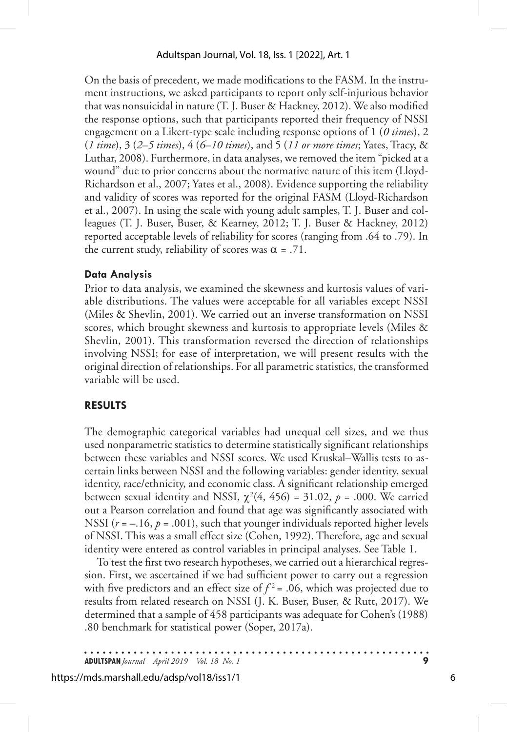On the basis of precedent, we made modifications to the FASM. In the instrument instructions, we asked participants to report only self-injurious behavior that was nonsuicidal in nature (T. J. Buser & Hackney, 2012). We also modified the response options, such that participants reported their frequency of NSSI engagement on a Likert-type scale including response options of 1 (*0 times*), 2 (*1 time*), 3 (*2–5 times*), 4 (*6–10 times*), and 5 (*11 or more times*; Yates, Tracy, & Luthar, 2008). Furthermore, in data analyses, we removed the item "picked at a wound" due to prior concerns about the normative nature of this item (Lloyd-Richardson et al., 2007; Yates et al., 2008). Evidence supporting the reliability and validity of scores was reported for the original FASM (Lloyd-Richardson et al., 2007). In using the scale with young adult samples, T. J. Buser and colleagues (T. J. Buser, Buser, & Kearney, 2012; T. J. Buser & Hackney, 2012) reported acceptable levels of reliability for scores (ranging from .64 to .79). In the current study, reliability of scores was $\alpha$ = .71.

#### Data Analysis

Prior to data analysis, we examined the skewness and kurtosis values of variable distributions. The values were acceptable for all variables except NSSI (Miles & Shevlin, 2001). We carried out an inverse transformation on NSSI scores, which brought skewness and kurtosis to appropriate levels (Miles & Shevlin, 2001). This transformation reversed the direction of relationships involving NSSI; for ease of interpretation, we will present results with the original direction of relationships. For all parametric statistics, the transformed variable will be used.

## RESULTS

The demographic categorical variables had unequal cell sizes, and we thus used nonparametric statistics to determine statistically significant relationships between these variables and NSSI scores. We used Kruskal–Wallis tests to ascertain links between NSSI and the following variables: gender identity, sexual identity, race/ethnicity, and economic class. A significant relationship emerged between sexual identity and NSSI, $\chi^2(4, 456) = 31.02$, $p = .000$. We carried out a Pearson correlation and found that age was significantly associated with NSSI ($r = -.16$, $p = .001$), such that younger individuals reported higher levels of NSSI. This was a small effect size (Cohen, 1992). Therefore, age and sexual identity were entered as control variables in principal analyses. See Table 1.

To test the first two research hypotheses, we carried out a hierarchical regression. First, we ascertained if we had sufficient power to carry out a regression with five predictors and an effect size of $f^2 = .06$, which was projected due to results from related research on NSSI (J. K. Buser, Buser, & Rutt, 2017). We determined that a sample of 458 participants was adequate for Cohen's (1988) .80 benchmark for statistical power (Soper, 2017a).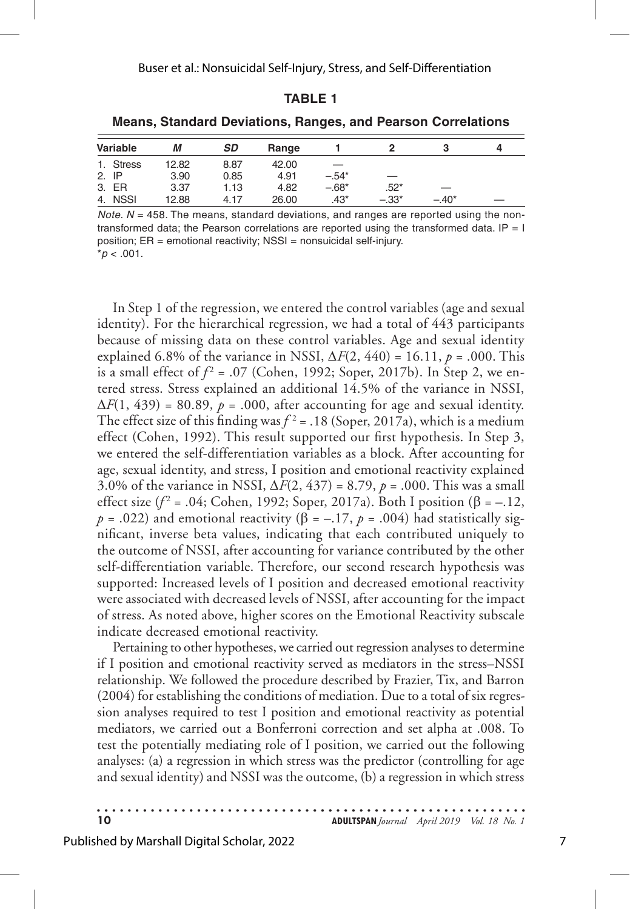**TABLE 1**

**Means, Standard Deviations, Ranges, and Pearson Correlations**

| Variable | *M* | *SD* | Range | 1 | 2 | 3 | 4 |
|---|---|---|---|---|---|---|---|
| 1. Stress | 12.82 | 8.87 | 42.00 | — | | | |
| 2. IP | 3.90 | 0.85 | 4.91 | −.54* | — | | |
| 3. ER | 3.37 | 1.13 | 4.82 | −.68* | .52* | — | |
| 4. NSSI | 12.88 | 4.17 | 26.00 | .43* | −.33* | −.40* | — |

*Note.* $N$ = 458. The means, standard deviations, and ranges are reported using the non-transformed data; the Pearson correlations are reported using the transformed data. IP = I position; ER = emotional reactivity; NSSI = nonsuicidal self-injury.
*$p < .001$.

In Step 1 of the regression, we entered the control variables (age and sexual identity). For the hierarchical regression, we had a total of 443 participants because of missing data on these control variables. Age and sexual identity explained 6.8% of the variance in NSSI, $\Delta F(2, 440) = 16.11$, $p = .000$. This is a small effect of $f^2 = .07$ (Cohen, 1992; Soper, 2017b). In Step 2, we entered stress. Stress explained an additional 14.5% of the variance in NSSI, $\Delta F(1, 439) = 80.89$, $p = .000$, after accounting for age and sexual identity. The effect size of this finding was $f^2 = .18$ (Soper, 2017a), which is a medium effect (Cohen, 1992). This result supported our first hypothesis. In Step 3, we entered the self-differentiation variables as a block. After accounting for age, sexual identity, and stress, I position and emotional reactivity explained 3.0% of the variance in NSSI, $\Delta F(2, 437) = 8.79$, $p = .000$. This was a small effect size ($f^2 = .04$; Cohen, 1992; Soper, 2017a). Both I position ($\beta = -.12$, $p = .022$) and emotional reactivity ($\beta = -.17$, $p = .004$) had statistically significant, inverse beta values, indicating that each contributed uniquely to the outcome of NSSI, after accounting for variance contributed by the other self-differentiation variable. Therefore, our second research hypothesis was supported: Increased levels of I position and decreased emotional reactivity were associated with decreased levels of NSSI, after accounting for the impact of stress. As noted above, higher scores on the Emotional Reactivity subscale indicate decreased emotional reactivity.

Pertaining to other hypotheses, we carried out regression analyses to determine if I position and emotional reactivity served as mediators in the stress–NSSI relationship. We followed the procedure described by Frazier, Tix, and Barron (2004) for establishing the conditions of mediation. Due to a total of six regression analyses required to test I position and emotional reactivity as potential mediators, we carried out a Bonferroni correction and set alpha at .008. To test the potentially mediating role of I position, we carried out the following analyses: (a) a regression in which stress was the predictor (controlling for age and sexual identity) and NSSI was the outcome, (b) a regression in which stress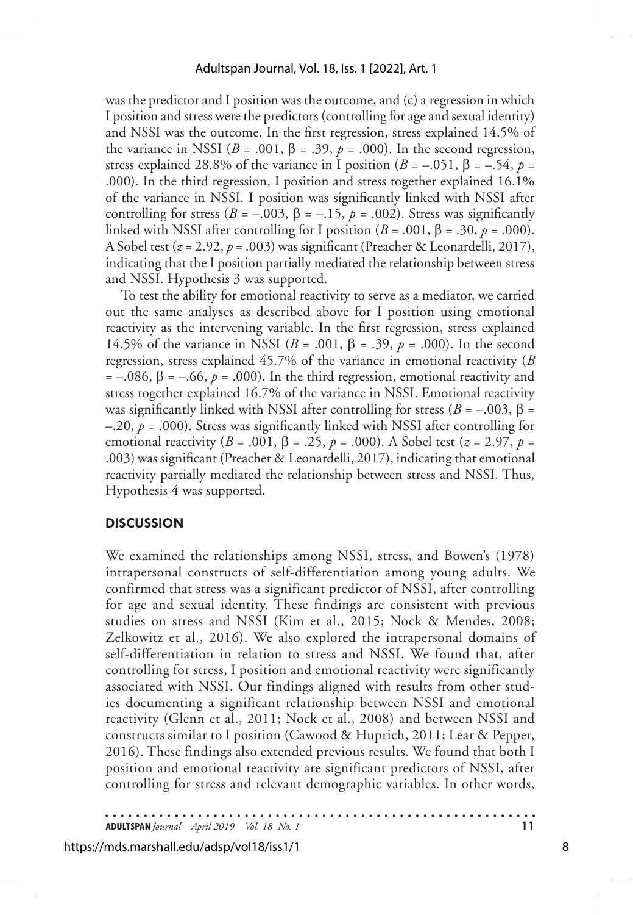was the predictor and I position was the outcome, and (c) a regression in which I position and stress were the predictors (controlling for age and sexual identity) and NSSI was the outcome. In the first regression, stress explained 14.5% of the variance in NSSI ($B$ = .001, $\beta$ = .39, $p$ = .000). In the second regression, stress explained 28.8% of the variance in I position ($B$ = –.051, $\beta$ = –.54, $p$ = .000). In the third regression, I position and stress together explained 16.1% of the variance in NSSI. I position was significantly linked with NSSI after controlling for stress ($B$ = –.003, $\beta$ = –.15, $p$ = .002). Stress was significantly linked with NSSI after controlling for I position ($B$ = .001, $\beta$ = .30, $p$ = .000). A Sobel test ($z$ = 2.92, $p$ = .003) was significant (Preacher & Leonardelli, 2017), indicating that the I position partially mediated the relationship between stress and NSSI. Hypothesis 3 was supported.

To test the ability for emotional reactivity to serve as a mediator, we carried out the same analyses as described above for I position using emotional reactivity as the intervening variable. In the first regression, stress explained 14.5% of the variance in NSSI ($B$ = .001, $\beta$ = .39, $p$ = .000). In the second regression, stress explained 45.7% of the variance in emotional reactivity ($B$ = –.086, $\beta$ = –.66, $p$ = .000). In the third regression, emotional reactivity and stress together explained 16.7% of the variance in NSSI. Emotional reactivity was significantly linked with NSSI after controlling for stress ($B$ = –.003, $\beta$ = –.20, $p$ = .000). Stress was significantly linked with NSSI after controlling for emotional reactivity ($B$ = .001, $\beta$ = .25, $p$ = .000). A Sobel test ($z$ = 2.97, $p$ = .003) was significant (Preacher & Leonardelli, 2017), indicating that emotional reactivity partially mediated the relationship between stress and NSSI. Thus, Hypothesis 4 was supported.

## DISCUSSION

We examined the relationships among NSSI, stress, and Bowen's (1978) intrapersonal constructs of self-differentiation among young adults. We confirmed that stress was a significant predictor of NSSI, after controlling for age and sexual identity. These findings are consistent with previous studies on stress and NSSI (Kim et al., 2015; Nock & Mendes, 2008; Zelkowitz et al., 2016). We also explored the intrapersonal domains of self-differentiation in relation to stress and NSSI. We found that, after controlling for stress, I position and emotional reactivity were significantly associated with NSSI. Our findings aligned with results from other studies documenting a significant relationship between NSSI and emotional reactivity (Glenn et al., 2011; Nock et al., 2008) and between NSSI and constructs similar to I position (Cawood & Huprich, 2011; Lear & Pepper, 2016). These findings also extended previous results. We found that both I position and emotional reactivity are significant predictors of NSSI, after controlling for stress and relevant demographic variables. In other words,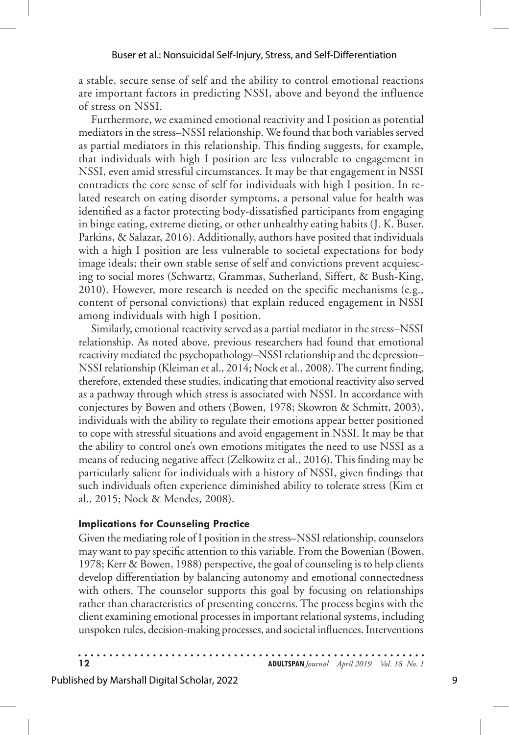a stable, secure sense of self and the ability to control emotional reactions are important factors in predicting NSSI, above and beyond the influence of stress on NSSI.

Furthermore, we examined emotional reactivity and I position as potential mediators in the stress–NSSI relationship. We found that both variables served as partial mediators in this relationship. This finding suggests, for example, that individuals with high I position are less vulnerable to engagement in NSSI, even amid stressful circumstances. It may be that engagement in NSSI contradicts the core sense of self for individuals with high I position. In related research on eating disorder symptoms, a personal value for health was identified as a factor protecting body-dissatisfied participants from engaging in binge eating, extreme dieting, or other unhealthy eating habits (J. K. Buser, Parkins, & Salazar, 2016). Additionally, authors have posited that individuals with a high I position are less vulnerable to societal expectations for body image ideals; their own stable sense of self and convictions prevent acquiescing to social mores (Schwartz, Grammas, Sutherland, Siffert, & Bush-King, 2010). However, more research is needed on the specific mechanisms (e.g., content of personal convictions) that explain reduced engagement in NSSI among individuals with high I position.

Similarly, emotional reactivity served as a partial mediator in the stress–NSSI relationship. As noted above, previous researchers had found that emotional reactivity mediated the psychopathology–NSSI relationship and the depression–NSSI relationship (Kleiman et al., 2014; Nock et al., 2008). The current finding, therefore, extended these studies, indicating that emotional reactivity also served as a pathway through which stress is associated with NSSI. In accordance with conjectures by Bowen and others (Bowen, 1978; Skowron & Schmitt, 2003), individuals with the ability to regulate their emotions appear better positioned to cope with stressful situations and avoid engagement in NSSI. It may be that the ability to control one's own emotions mitigates the need to use NSSI as a means of reducing negative affect (Zelkowitz et al., 2016). This finding may be particularly salient for individuals with a history of NSSI, given findings that such individuals often experience diminished ability to tolerate stress (Kim et al., 2015; Nock & Mendes, 2008).

### Implications for Counseling Practice

Given the mediating role of I position in the stress–NSSI relationship, counselors may want to pay specific attention to this variable. From the Bowenian (Bowen, 1978; Kerr & Bowen, 1988) perspective, the goal of counseling is to help clients develop differentiation by balancing autonomy and emotional connectedness with others. The counselor supports this goal by focusing on relationships rather than characteristics of presenting concerns. The process begins with the client examining emotional processes in important relational systems, including unspoken rules, decision-making processes, and societal influences. Interventions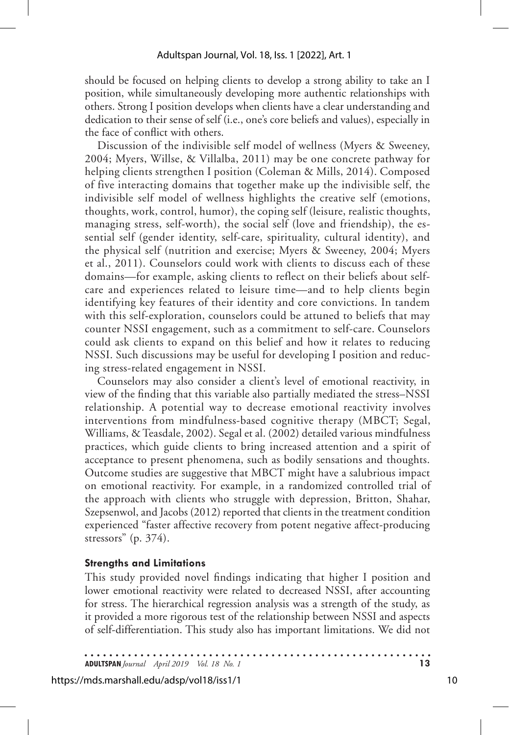should be focused on helping clients to develop a strong ability to take an I position, while simultaneously developing more authentic relationships with others. Strong I position develops when clients have a clear understanding and dedication to their sense of self (i.e., one's core beliefs and values), especially in the face of conflict with others.

Discussion of the indivisible self model of wellness (Myers & Sweeney, 2004; Myers, Willse, & Villalba, 2011) may be one concrete pathway for helping clients strengthen I position (Coleman & Mills, 2014). Composed of five interacting domains that together make up the indivisible self, the indivisible self model of wellness highlights the creative self (emotions, thoughts, work, control, humor), the coping self (leisure, realistic thoughts, managing stress, self-worth), the social self (love and friendship), the essential self (gender identity, self-care, spirituality, cultural identity), and the physical self (nutrition and exercise; Myers & Sweeney, 2004; Myers et al., 2011). Counselors could work with clients to discuss each of these domains—for example, asking clients to reflect on their beliefs about self-care and experiences related to leisure time—and to help clients begin identifying key features of their identity and core convictions. In tandem with this self-exploration, counselors could be attuned to beliefs that may counter NSSI engagement, such as a commitment to self-care. Counselors could ask clients to expand on this belief and how it relates to reducing NSSI. Such discussions may be useful for developing I position and reducing stress-related engagement in NSSI.

Counselors may also consider a client's level of emotional reactivity, in view of the finding that this variable also partially mediated the stress–NSSI relationship. A potential way to decrease emotional reactivity involves interventions from mindfulness-based cognitive therapy (MBCT; Segal, Williams, & Teasdale, 2002). Segal et al. (2002) detailed various mindfulness practices, which guide clients to bring increased attention and a spirit of acceptance to present phenomena, such as bodily sensations and thoughts. Outcome studies are suggestive that MBCT might have a salubrious impact on emotional reactivity. For example, in a randomized controlled trial of the approach with clients who struggle with depression, Britton, Shahar, Szepsenwol, and Jacobs (2012) reported that clients in the treatment condition experienced "faster affective recovery from potent negative affect-producing stressors" (p. 374).

### Strengths and Limitations

This study provided novel findings indicating that higher I position and lower emotional reactivity were related to decreased NSSI, after accounting for stress. The hierarchical regression analysis was a strength of the study, as it provided a more rigorous test of the relationship between NSSI and aspects of self-differentiation. This study also has important limitations. We did not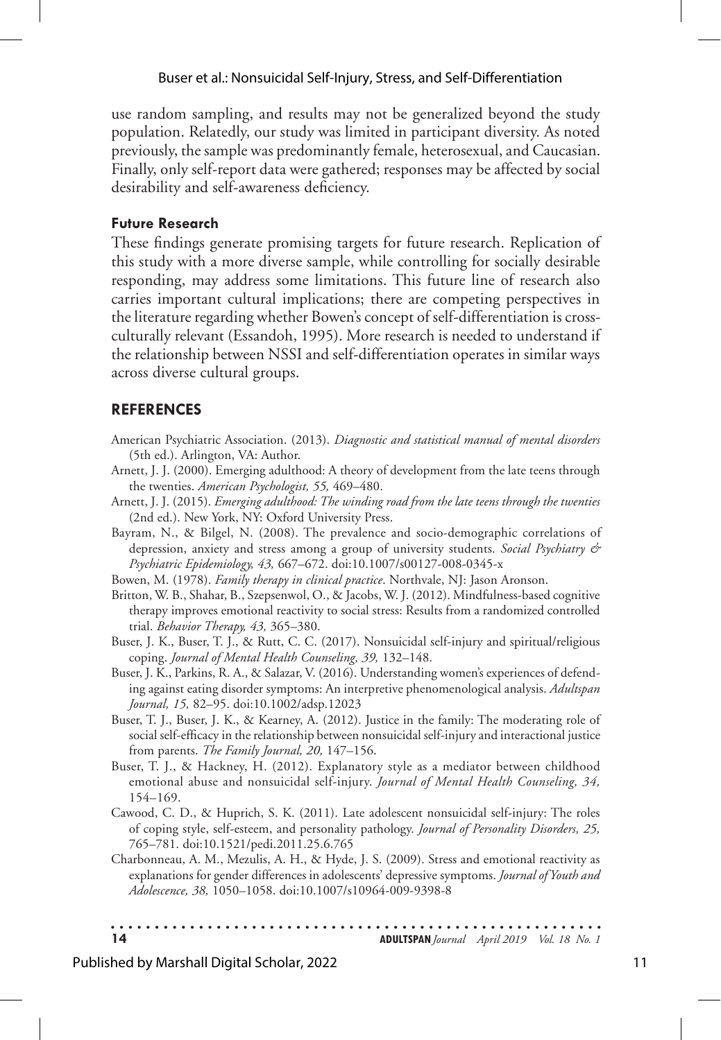use random sampling, and results may not be generalized beyond the study population. Relatedly, our study was limited in participant diversity. As noted previously, the sample was predominantly female, heterosexual, and Caucasian. Finally, only self-report data were gathered; responses may be affected by social desirability and self-awareness deficiency.

### Future Research

These findings generate promising targets for future research. Replication of this study with a more diverse sample, while controlling for socially desirable responding, may address some limitations. This future line of research also carries important cultural implications; there are competing perspectives in the literature regarding whether Bowen's concept of self-differentiation is cross-culturally relevant (Essandoh, 1995). More research is needed to understand if the relationship between NSSI and self-differentiation operates in similar ways across diverse cultural groups.

## REFERENCES

American Psychiatric Association. (2013). *Diagnostic and statistical manual of mental disorders* (5th ed.). Arlington, VA: Author.

Arnett, J. J. (2000). Emerging adulthood: A theory of development from the late teens through the twenties. *American Psychologist, 55,* 469–480.

Arnett, J. J. (2015). *Emerging adulthood: The winding road from the late teens through the twenties* (2nd ed.). New York, NY: Oxford University Press.

Bayram, N., & Bilgel, N. (2008). The prevalence and socio-demographic correlations of depression, anxiety and stress among a group of university students. *Social Psychiatry & Psychiatric Epidemiology, 43,* 667–672. doi:10.1007/s00127-008-0345-x

Bowen, M. (1978). *Family therapy in clinical practice*. Northvale, NJ: Jason Aronson.

Britton, W. B., Shahar, B., Szepsenwol, O., & Jacobs, W. J. (2012). Mindfulness-based cognitive therapy improves emotional reactivity to social stress: Results from a randomized controlled trial. *Behavior Therapy, 43,* 365–380.

Buser, J. K., Buser, T. J., & Rutt, C. C. (2017). Nonsuicidal self-injury and spiritual/religious coping. *Journal of Mental Health Counseling, 39,* 132–148.

Buser, J. K., Parkins, R. A., & Salazar, V. (2016). Understanding women's experiences of defending against eating disorder symptoms: An interpretive phenomenological analysis. *Adultspan Journal, 15,* 82–95. doi:10.1002/adsp.12023

Buser, T. J., Buser, J. K., & Kearney, A. (2012). Justice in the family: The moderating role of social self-efficacy in the relationship between nonsuicidal self-injury and interactional justice from parents. *The Family Journal, 20,* 147–156.

Buser, T. J., & Hackney, H. (2012). Explanatory style as a mediator between childhood emotional abuse and nonsuicidal self-injury. *Journal of Mental Health Counseling, 34,* 154–169.

Cawood, C. D., & Huprich, S. K. (2011). Late adolescent nonsuicidal self-injury: The roles of coping style, self-esteem, and personality pathology. *Journal of Personality Disorders, 25,* 765–781. doi:10.1521/pedi.2011.25.6.765

Charbonneau, A. M., Mezulis, A. H., & Hyde, J. S. (2009). Stress and emotional reactivity as explanations for gender differences in adolescents' depressive symptoms. *Journal of Youth and Adolescence, 38,* 1050–1058. doi:10.1007/s10964-009-9398-8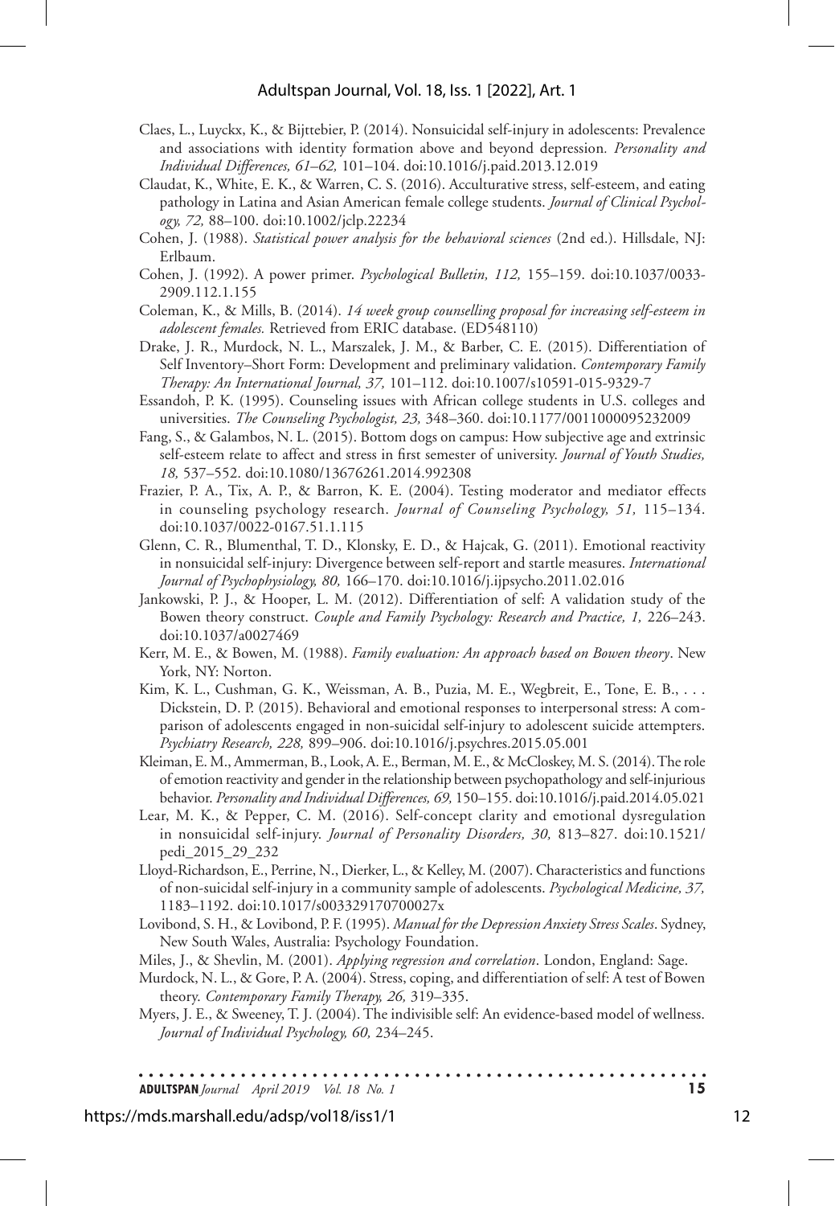Claes, L., Luyckx, K., & Bijttebier, P. (2014). Nonsuicidal self-injury in adolescents: Prevalence and associations with identity formation above and beyond depression. *Personality and Individual Differences, 61–62,* 101–104. doi:10.1016/j.paid.2013.12.019

Claudat, K., White, E. K., & Warren, C. S. (2016). Acculturative stress, self-esteem, and eating pathology in Latina and Asian American female college students. *Journal of Clinical Psychology, 72,* 88–100. doi:10.1002/jclp.22234

Cohen, J. (1988). *Statistical power analysis for the behavioral sciences* (2nd ed.). Hillsdale, NJ: Erlbaum.

Cohen, J. (1992). A power primer. *Psychological Bulletin, 112,* 155–159. doi:10.1037/0033-2909.112.1.155

Coleman, K., & Mills, B. (2014). *14 week group counselling proposal for increasing self-esteem in adolescent females.* Retrieved from ERIC database. (ED548110)

Drake, J. R., Murdock, N. L., Marszalek, J. M., & Barber, C. E. (2015). Differentiation of Self Inventory–Short Form: Development and preliminary validation. *Contemporary Family Therapy: An International Journal, 37,* 101–112. doi:10.1007/s10591-015-9329-7

Essandoh, P. K. (1995). Counseling issues with African college students in U.S. colleges and universities. *The Counseling Psychologist, 23,* 348–360. doi:10.1177/0011000095232009

Fang, S., & Galambos, N. L. (2015). Bottom dogs on campus: How subjective age and extrinsic self-esteem relate to affect and stress in first semester of university. *Journal of Youth Studies, 18,* 537–552. doi:10.1080/13676261.2014.992308

Frazier, P. A., Tix, A. P., & Barron, K. E. (2004). Testing moderator and mediator effects in counseling psychology research. *Journal of Counseling Psychology, 51,* 115–134. doi:10.1037/0022-0167.51.1.115

Glenn, C. R., Blumenthal, T. D., Klonsky, E. D., & Hajcak, G. (2011). Emotional reactivity in nonsuicidal self-injury: Divergence between self-report and startle measures. *International Journal of Psychophysiology, 80,* 166–170. doi:10.1016/j.ijpsycho.2011.02.016

Jankowski, P. J., & Hooper, L. M. (2012). Differentiation of self: A validation study of the Bowen theory construct. *Couple and Family Psychology: Research and Practice, 1,* 226–243. doi:10.1037/a0027469

Kerr, M. E., & Bowen, M. (1988). *Family evaluation: An approach based on Bowen theory*. New York, NY: Norton.

Kim, K. L., Cushman, G. K., Weissman, A. B., Puzia, M. E., Wegbreit, E., Tone, E. B., . . . Dickstein, D. P. (2015). Behavioral and emotional responses to interpersonal stress: A comparison of adolescents engaged in non-suicidal self-injury to adolescent suicide attempters. *Psychiatry Research, 228,* 899–906. doi:10.1016/j.psychres.2015.05.001

Kleiman, E. M., Ammerman, B., Look, A. E., Berman, M. E., & McCloskey, M. S. (2014). The role of emotion reactivity and gender in the relationship between psychopathology and self-injurious behavior. *Personality and Individual Differences, 69,* 150–155. doi:10.1016/j.paid.2014.05.021

Lear, M. K., & Pepper, C. M. (2016). Self-concept clarity and emotional dysregulation in nonsuicidal self-injury. *Journal of Personality Disorders, 30,* 813–827. doi:10.1521/pedi_2015_29_232

Lloyd-Richardson, E., Perrine, N., Dierker, L., & Kelley, M. (2007). Characteristics and functions of non-suicidal self-injury in a community sample of adolescents. *Psychological Medicine, 37,* 1183–1192. doi:10.1017/s003329170700027x

Lovibond, S. H., & Lovibond, P. F. (1995). *Manual for the Depression Anxiety Stress Scales*. Sydney, New South Wales, Australia: Psychology Foundation.

Miles, J., & Shevlin, M. (2001). *Applying regression and correlation*. London, England: Sage.

Murdock, N. L., & Gore, P. A. (2004). Stress, coping, and differentiation of self: A test of Bowen theory. *Contemporary Family Therapy, 26,* 319–335.

Myers, J. E., & Sweeney, T. J. (2004). The indivisible self: An evidence-based model of wellness. *Journal of Individual Psychology, 60,* 234–245.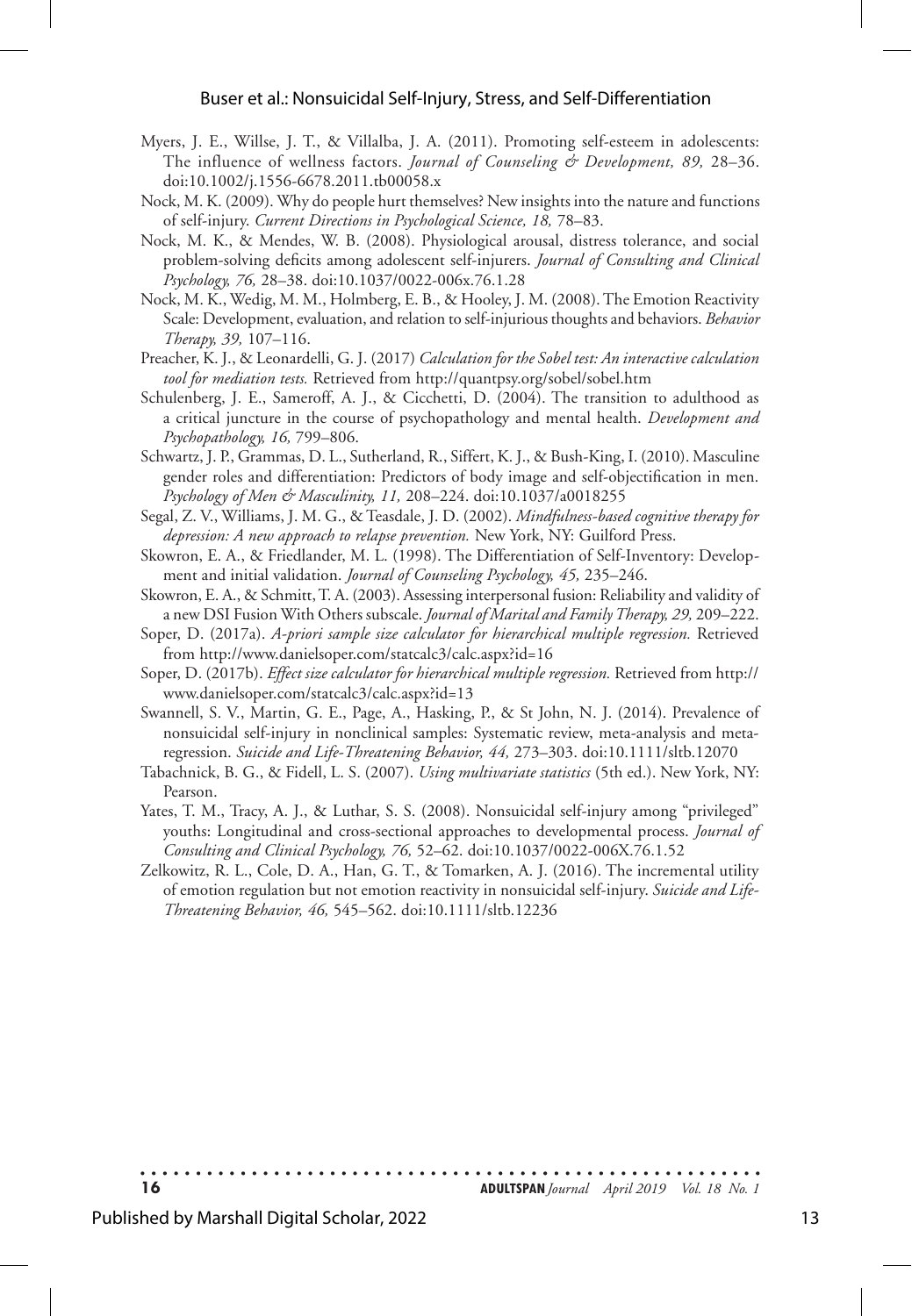Myers, J. E., Willse, J. T., & Villalba, J. A. (2011). Promoting self-esteem in adolescents: The influence of wellness factors. *Journal of Counseling & Development, 89,* 28–36. doi:10.1002/j.1556-6678.2011.tb00058.x

Nock, M. K. (2009). Why do people hurt themselves? New insights into the nature and functions of self-injury. *Current Directions in Psychological Science, 18,* 78–83.

Nock, M. K., & Mendes, W. B. (2008). Physiological arousal, distress tolerance, and social problem-solving deficits among adolescent self-injurers. *Journal of Consulting and Clinical Psychology, 76,* 28–38. doi:10.1037/0022-006x.76.1.28

Nock, M. K., Wedig, M. M., Holmberg, E. B., & Hooley, J. M. (2008). The Emotion Reactivity Scale: Development, evaluation, and relation to self-injurious thoughts and behaviors. *Behavior Therapy, 39,* 107–116.

Preacher, K. J., & Leonardelli, G. J. (2017) *Calculation for the Sobel test: An interactive calculation tool for mediation tests.* Retrieved from http://quantpsy.org/sobel/sobel.htm

Schulenberg, J. E., Sameroff, A. J., & Cicchetti, D. (2004). The transition to adulthood as a critical juncture in the course of psychopathology and mental health. *Development and Psychopathology, 16,* 799–806.

Schwartz, J. P., Grammas, D. L., Sutherland, R., Siffert, K. J., & Bush-King, I. (2010). Masculine gender roles and differentiation: Predictors of body image and self-objectification in men. *Psychology of Men & Masculinity, 11,* 208–224. doi:10.1037/a0018255

Segal, Z. V., Williams, J. M. G., & Teasdale, J. D. (2002). *Mindfulness-based cognitive therapy for depression: A new approach to relapse prevention.* New York, NY: Guilford Press.

Skowron, E. A., & Friedlander, M. L. (1998). The Differentiation of Self-Inventory: Development and initial validation. *Journal of Counseling Psychology, 45,* 235–246.

Skowron, E. A., & Schmitt, T. A. (2003). Assessing interpersonal fusion: Reliability and validity of a new DSI Fusion With Others subscale. *Journal of Marital and Family Therapy, 29,* 209–222.

Soper, D. (2017a). *A-priori sample size calculator for hierarchical multiple regression.* Retrieved from http://www.danielsoper.com/statcalc3/calc.aspx?id=16

Soper, D. (2017b). *Effect size calculator for hierarchical multiple regression.* Retrieved from http://www.danielsoper.com/statcalc3/calc.aspx?id=13

Swannell, S. V., Martin, G. E., Page, A., Hasking, P., & St John, N. J. (2014). Prevalence of nonsuicidal self-injury in nonclinical samples: Systematic review, meta-analysis and meta-regression. *Suicide and Life-Threatening Behavior, 44,* 273–303. doi:10.1111/sltb.12070

Tabachnick, B. G., & Fidell, L. S. (2007). *Using multivariate statistics* (5th ed.). New York, NY: Pearson.

Yates, T. M., Tracy, A. J., & Luthar, S. S. (2008). Nonsuicidal self-injury among "privileged" youths: Longitudinal and cross-sectional approaches to developmental process. *Journal of Consulting and Clinical Psychology, 76,* 52–62. doi:10.1037/0022-006X.76.1.52

Zelkowitz, R. L., Cole, D. A., Han, G. T., & Tomarken, A. J. (2016). The incremental utility of emotion regulation but not emotion reactivity in nonsuicidal self-injury. *Suicide and Life-Threatening Behavior, 46,* 545–562. doi:10.1111/sltb.12236